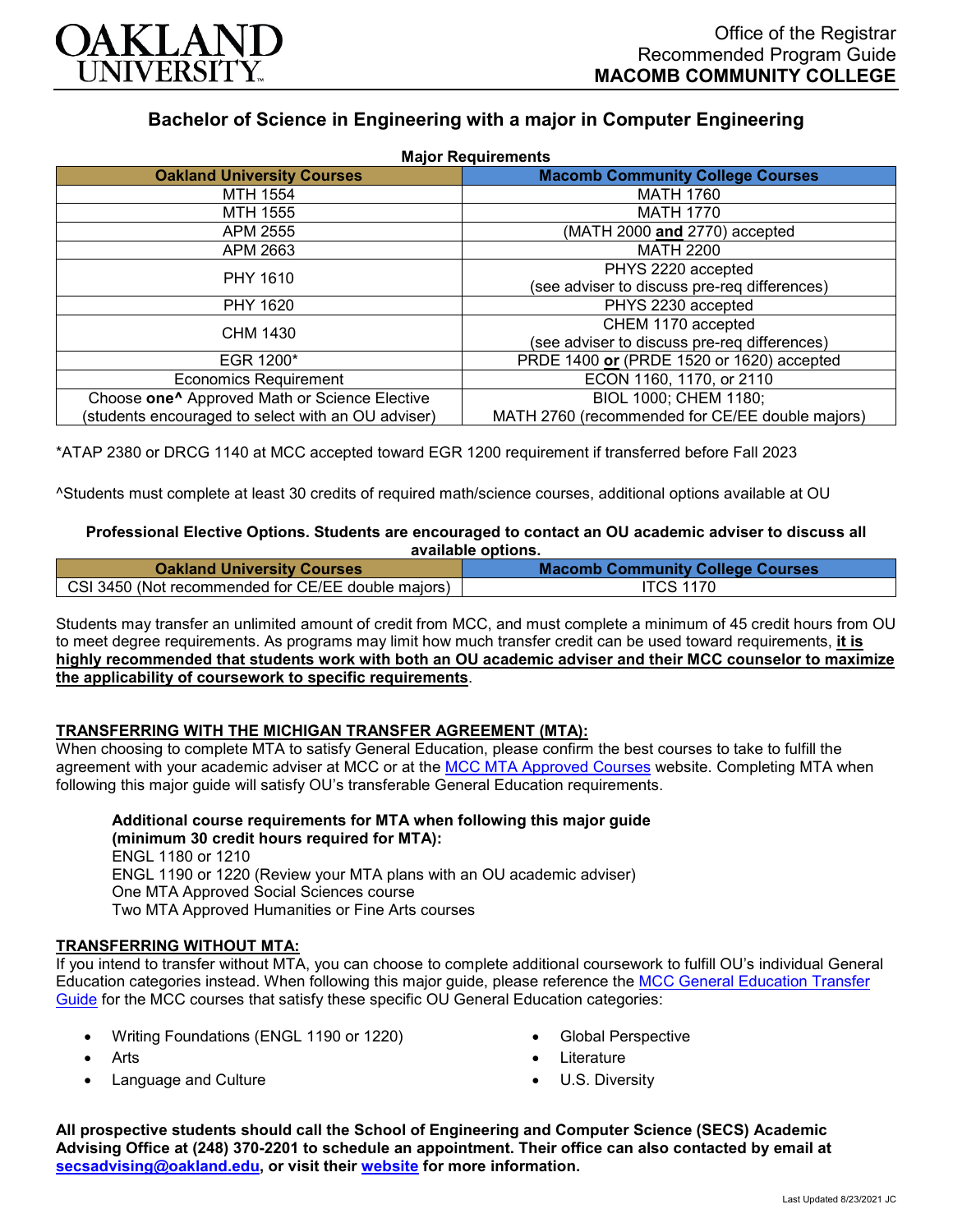OAKLAND UNIVERSITY

Office of the Registrar
Recommended Program Guide
**MACOMB COMMUNITY COLLEGE**

# Bachelor of Science in Engineering with a major in Computer Engineering

**Major Requirements**

| Oakland University Courses | Macomb Community College Courses |
|---|---|
| MTH 1554 | MATH 1760 |
| MTH 1555 | MATH 1770 |
| APM 2555 | (MATH 2000 **and** 2770) accepted |
| APM 2663 | MATH 2200 |
| PHY 1610 | PHYS 2220 accepted (see adviser to discuss pre-req differences) |
| PHY 1620 | PHYS 2230 accepted |
| CHM 1430 | CHEM 1170 accepted (see adviser to discuss pre-req differences) |
| EGR 1200* | PRDE 1400 **or** (PRDE 1520 or 1620) accepted |
| Economics Requirement | ECON 1160, 1170, or 2110 |
| Choose **one**^ Approved Math or Science Elective (students encouraged to select with an OU adviser) | BIOL 1000; CHEM 1180; MATH 2760 (recommended for CE/EE double majors) |

*ATAP 2380 or DRCG 1140 at MCC accepted toward EGR 1200 requirement if transferred before Fall 2023

^Students must complete at least 30 credits of required math/science courses, additional options available at OU

**Professional Elective Options. Students are encouraged to contact an OU academic adviser to discuss all available options.**

| Oakland University Courses | Macomb Community College Courses |
|---|---|
| CSI 3450 (Not recommended for CE/EE double majors) | ITCS 1170 |

Students may transfer an unlimited amount of credit from MCC, and must complete a minimum of 45 credit hours from OU to meet degree requirements. As programs may limit how much transfer credit can be used toward requirements, **it is highly recommended that students work with both an OU academic adviser and their MCC counselor to maximize the applicability of coursework to specific requirements**.

## TRANSFERRING WITH THE MICHIGAN TRANSFER AGREEMENT (MTA):

When choosing to complete MTA to satisfy General Education, please confirm the best courses to take to fulfill the agreement with your academic adviser at MCC or at the MCC MTA Approved Courses website. Completing MTA when following this major guide will satisfy OU's transferable General Education requirements.

**Additional course requirements for MTA when following this major guide (minimum 30 credit hours required for MTA):**
ENGL 1180 or 1210
ENGL 1190 or 1220 (Review your MTA plans with an OU academic adviser)
One MTA Approved Social Sciences course
Two MTA Approved Humanities or Fine Arts courses

## TRANSFERRING WITHOUT MTA:

If you intend to transfer without MTA, you can choose to complete additional coursework to fulfill OU's individual General Education categories instead. When following this major guide, please reference the MCC General Education Transfer Guide for the MCC courses that satisfy these specific OU General Education categories:

- Writing Foundations (ENGL 1190 or 1220)
- Arts
- Language and Culture
- Global Perspective
- Literature
- U.S. Diversity

**All prospective students should call the School of Engineering and Computer Science (SECS) Academic Advising Office at (248) 370-2201 to schedule an appointment. Their office can also contacted by email at secsadvising@oakland.edu, or visit their website for more information.**

Last Updated 8/23/2021 JC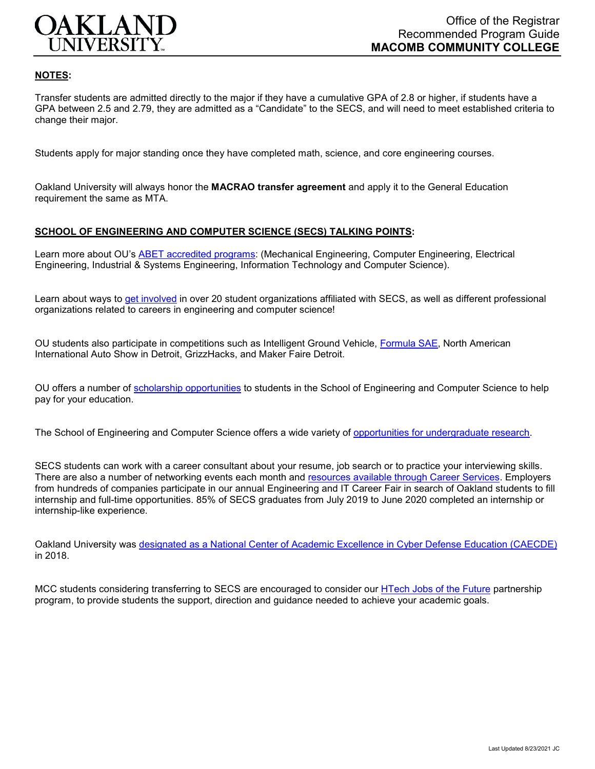**NOTES:**

Transfer students are admitted directly to the major if they have a cumulative GPA of 2.8 or higher, if students have a GPA between 2.5 and 2.79, they are admitted as a "Candidate" to the SECS, and will need to meet established criteria to change their major.

Students apply for major standing once they have completed math, science, and core engineering courses.

Oakland University will always honor the **MACRAO transfer agreement** and apply it to the General Education requirement the same as MTA.

**SCHOOL OF ENGINEERING AND COMPUTER SCIENCE (SECS) TALKING POINTS:**

Learn more about OU's ABET accredited programs: (Mechanical Engineering, Computer Engineering, Electrical Engineering, Industrial & Systems Engineering, Information Technology and Computer Science).

Learn about ways to get involved in over 20 student organizations affiliated with SECS, as well as different professional organizations related to careers in engineering and computer science!

OU students also participate in competitions such as Intelligent Ground Vehicle, Formula SAE, North American International Auto Show in Detroit, GrizzHacks, and Maker Faire Detroit.

OU offers a number of scholarship opportunities to students in the School of Engineering and Computer Science to help pay for your education.

The School of Engineering and Computer Science offers a wide variety of opportunities for undergraduate research.

SECS students can work with a career consultant about your resume, job search or to practice your interviewing skills. There are also a number of networking events each month and resources available through Career Services. Employers from hundreds of companies participate in our annual Engineering and IT Career Fair in search of Oakland students to fill internship and full-time opportunities. 85% of SECS graduates from July 2019 to June 2020 completed an internship or internship-like experience.

Oakland University was designated as a National Center of Academic Excellence in Cyber Defense Education (CAECDE) in 2018.

MCC students considering transferring to SECS are encouraged to consider our HTech Jobs of the Future partnership program, to provide students the support, direction and guidance needed to achieve your academic goals.

Last Updated 8/23/2021 JC